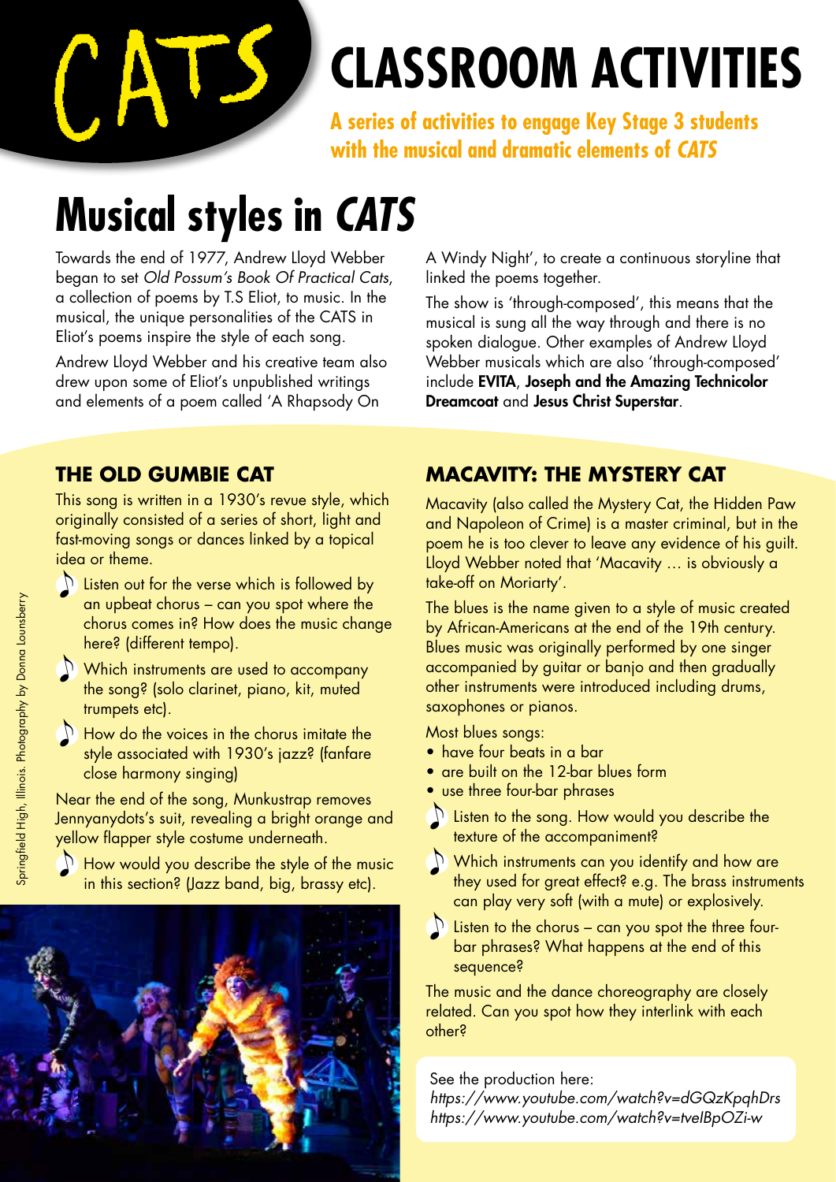# CATS CLASSROOM ACTIVITIES

**A series of activities to engage Key Stage 3 students with the musical and dramatic elements of *CATS***

# Musical styles in *CATS*

Towards the end of 1977, Andrew Lloyd Webber began to set *Old Possum's Book Of Practical Cats*, a collection of poems by T.S Eliot, to music. In the musical, the unique personalities of the CATS in Eliot's poems inspire the style of each song.

Andrew Lloyd Webber and his creative team also drew upon some of Eliot's unpublished writings and elements of a poem called 'A Rhapsody On A Windy Night', to create a continuous storyline that linked the poems together.

The show is 'through-composed', this means that the musical is sung all the way through and there is no spoken dialogue. Other examples of Andrew Lloyd Webber musicals which are also 'through-composed' include **EVITA**, **Joseph and the Amazing Technicolor Dreamcoat** and **Jesus Christ Superstar**.

## THE OLD GUMBIE CAT

This song is written in a 1930's revue style, which originally consisted of a series of short, light and fast-moving songs or dances linked by a topical idea or theme.

- Listen out for the verse which is followed by an upbeat chorus – can you spot where the chorus comes in? How does the music change here? (different tempo).
- Which instruments are used to accompany the song? (solo clarinet, piano, kit, muted trumpets etc).
- How do the voices in the chorus imitate the style associated with 1930's jazz? (fanfare close harmony singing)

Near the end of the song, Munkustrap removes Jennyanydots's suit, revealing a bright orange and yellow flapper style costume underneath.

- How would you describe the style of the music in this section? (Jazz band, big, brassy etc).

Springfield High, Illinois. Photography by Donna Lounsberry

## MACAVITY: THE MYSTERY CAT

Macavity (also called the Mystery Cat, the Hidden Paw and Napoleon of Crime) is a master criminal, but in the poem he is too clever to leave any evidence of his guilt. Lloyd Webber noted that 'Macavity … is obviously a take-off on Moriarty'.

The blues is the name given to a style of music created by African-Americans at the end of the 19th century. Blues music was originally performed by one singer accompanied by guitar or banjo and then gradually other instruments were introduced including drums, saxophones or pianos.

Most blues songs:

- have four beats in a bar
- are built on the 12-bar blues form
- use three four-bar phrases

- Listen to the song. How would you describe the texture of the accompaniment?
- Which instruments can you identify and how are they used for great effect? e.g. The brass instruments can play very soft (with a mute) or explosively.
- Listen to the chorus – can you spot the three four-bar phrases? What happens at the end of this sequence?

The music and the dance choreography are closely related. Can you spot how they interlink with each other?

See the production here:
*https://www.youtube.com/watch?v=dGQzKpqhDrs*
*https://www.youtube.com/watch?v=tvelBpOZi-w*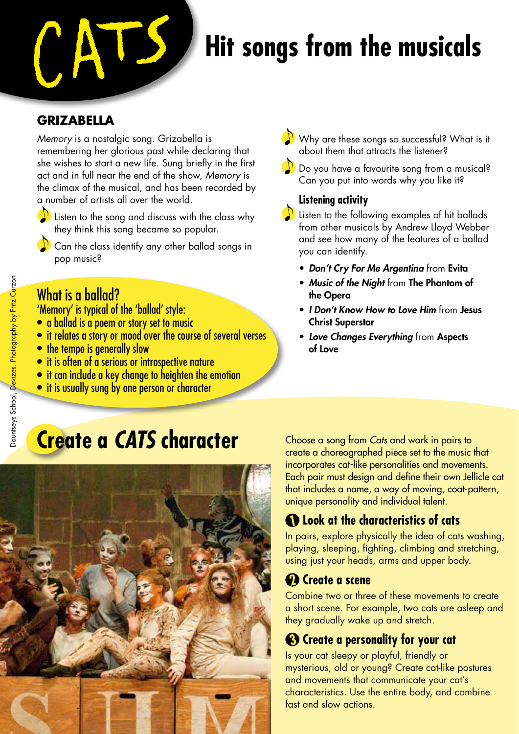# CATS Hit songs from the musicals

## GRIZABELLA

*Memory* is a nostalgic song. Grizabella is remembering her glorious past while declaring that she wishes to start a new life. Sung briefly in the first act and in full near the end of the show, *Memory* is the climax of the musical, and has been recorded by a number of artists all over the world.

- Listen to the song and discuss with the class why they think this song became so popular.
- Can the class identify any other ballad songs in pop music?

### What is a ballad?

'Memory' is typical of the 'ballad' style:

- a ballad is a poem or story set to music
- it relates a story or mood over the course of several verses
- the tempo is generally slow
- it is often of a serious or introspective nature
- it can include a key change to heighten the emotion
- it is usually sung by one person or character

- Why are these songs so successful? What is it about them that attracts the listener?
- Do you have a favourite song from a musical? Can you put into words why you like it?

### Listening activity

- Listen to the following examples of hit ballads from other musicals by Andrew Lloyd Webber and see how many of the features of a ballad you can identify.
  - ***Don't Cry For Me Argentina*** from **Evita**
  - ***Music of the Night*** from **The Phantom of the Opera**
  - ***I Don't Know How to Love Him*** from **Jesus Christ Superstar**
  - ***Love Changes Everything*** from **Aspects of Love**

Dauntseys School, Devizes. Photography by Fritz Curzon

## Create a *CATS* character

Choose a song from *Cats* and work in pairs to create a choreographed piece set to the music that incorporates cat-like personalities and movements. Each pair must design and define their own Jellicle cat that includes a name, a way of moving, coat-pattern, unique personality and individual talent.

### 1 Look at the characteristics of cats

In pairs, explore physically the idea of cats washing, playing, sleeping, fighting, climbing and stretching, using just your heads, arms and upper body.

### 2 Create a scene

Combine two or three of these movements to create a short scene. For example, two cats are asleep and they gradually wake up and stretch.

### 3 Create a personality for your cat

Is your cat sleepy or playful, friendly or mysterious, old or young? Create cat-like postures and movements that communicate your cat's characteristics. Use the entire body, and combine fast and slow actions.